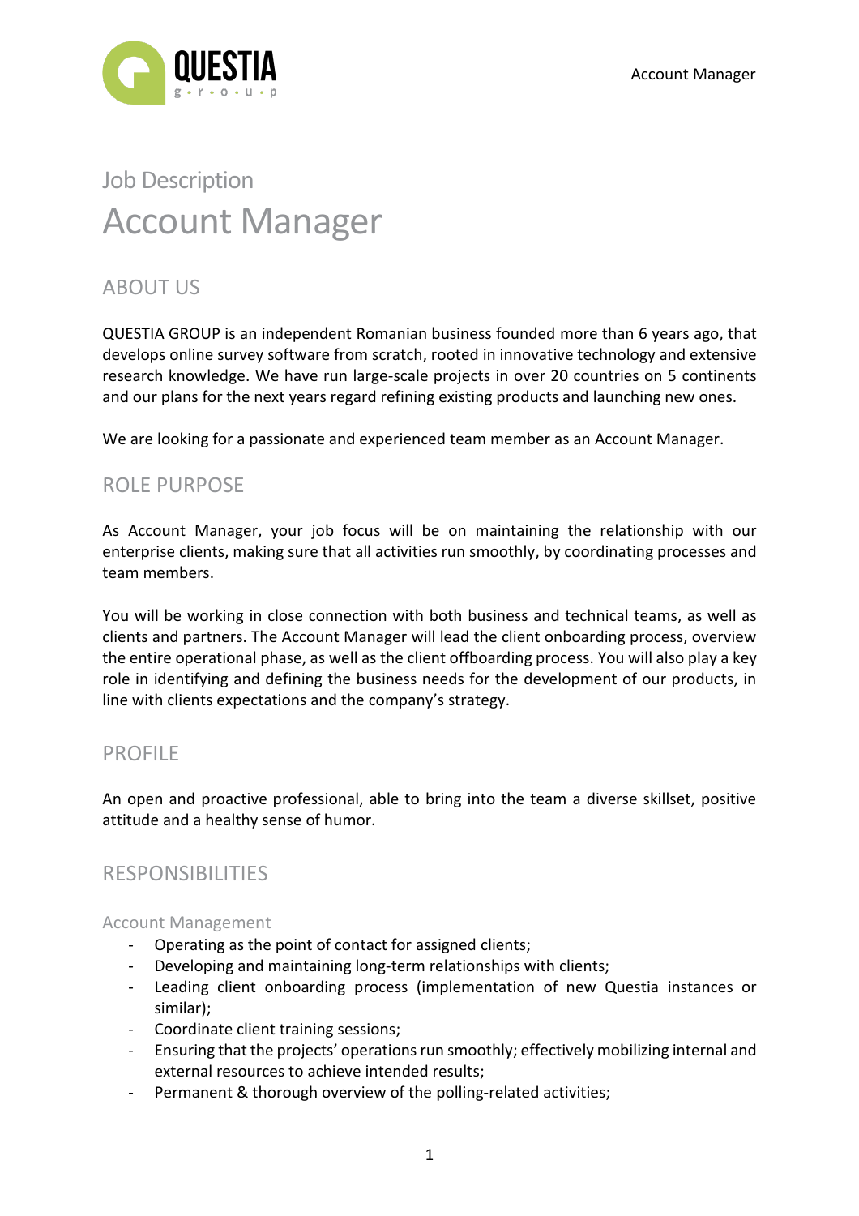Job Description

# Account Manager

## ABOUT US

QUESTIA GROUP is an independent Romanian business founded more than 6 years ago, that develops online survey software from scratch, rooted in innovative technology and extensive research knowledge. We have run large-scale projects in over 20 countries on 5 continents and our plans for the next years regard refining existing products and launching new ones.

We are looking for a passionate and experienced team member as an Account Manager.

## ROLE PURPOSE

As Account Manager, your job focus will be on maintaining the relationship with our enterprise clients, making sure that all activities run smoothly, by coordinating processes and team members.

You will be working in close connection with both business and technical teams, as well as clients and partners. The Account Manager will lead the client onboarding process, overview the entire operational phase, as well as the client offboarding process. You will also play a key role in identifying and defining the business needs for the development of our products, in line with clients expectations and the company's strategy.

## PROFILE

An open and proactive professional, able to bring into the team a diverse skillset, positive attitude and a healthy sense of humor.

## RESPONSIBILITIES

### Account Management

- Operating as the point of contact for assigned clients;
- Developing and maintaining long-term relationships with clients;
- Leading client onboarding process (implementation of new Questia instances or similar);
- Coordinate client training sessions;
- Ensuring that the projects' operations run smoothly; effectively mobilizing internal and external resources to achieve intended results;
- Permanent & thorough overview of the polling-related activities;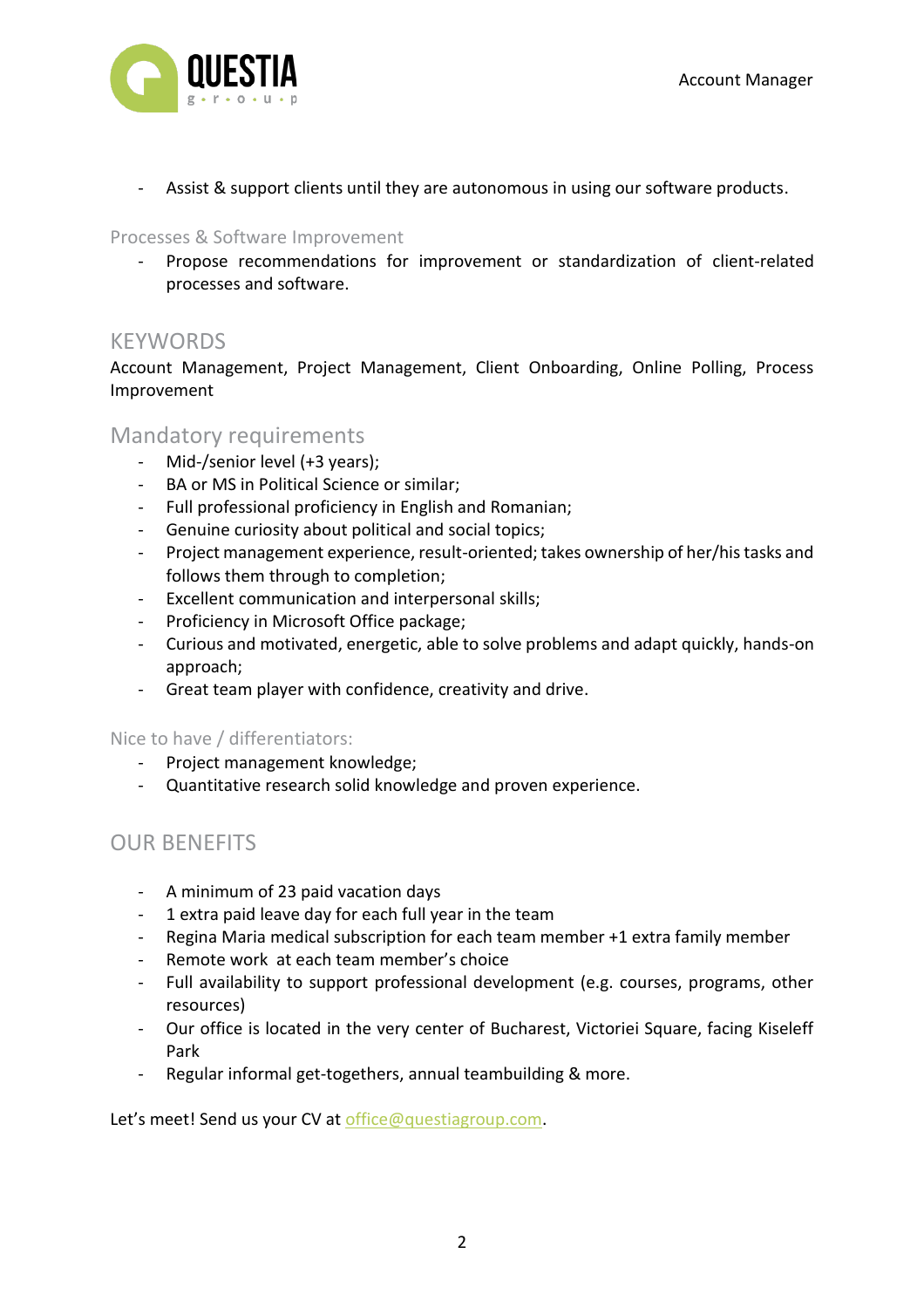- Assist & support clients until they are autonomous in using our software products.

### Processes & Software Improvement

- Propose recommendations for improvement or standardization of client-related processes and software.

## KEYWORDS

Account Management, Project Management, Client Onboarding, Online Polling, Process Improvement

## Mandatory requirements

- Mid-/senior level (+3 years);
- BA or MS in Political Science or similar;
- Full professional proficiency in English and Romanian;
- Genuine curiosity about political and social topics;
- Project management experience, result-oriented; takes ownership of her/his tasks and follows them through to completion;
- Excellent communication and interpersonal skills;
- Proficiency in Microsoft Office package;
- Curious and motivated, energetic, able to solve problems and adapt quickly, hands-on approach;
- Great team player with confidence, creativity and drive.

### Nice to have / differentiators:

- Project management knowledge;
- Quantitative research solid knowledge and proven experience.

## OUR BENEFITS

- A minimum of 23 paid vacation days
- 1 extra paid leave day for each full year in the team
- Regina Maria medical subscription for each team member +1 extra family member
- Remote work at each team member's choice
- Full availability to support professional development (e.g. courses, programs, other resources)
- Our office is located in the very center of Bucharest, Victoriei Square, facing Kiseleff Park
- Regular informal get-togethers, annual teambuilding & more.

Let's meet! Send us your CV at office@questiagroup.com.